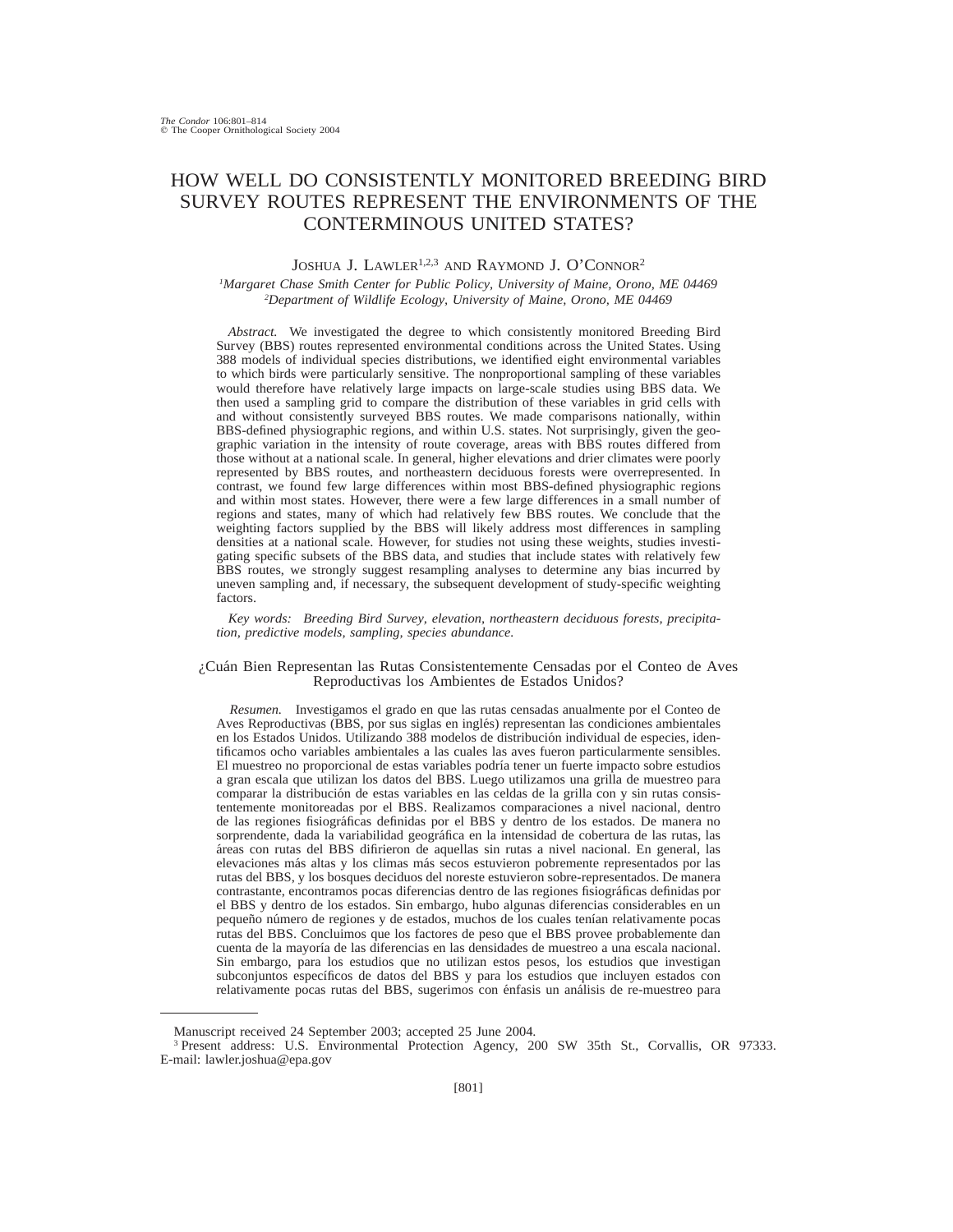# HOW WELL DO CONSISTENTLY MONITORED BREEDING BIRD SURVEY ROUTES REPRESENT THE ENVIRONMENTS OF THE CONTERMINOUS UNITED STATES?

JOSHUA J. LAWLER[1,2,3] AND RAYMOND J. O'CONNOR[2]

[1]*Margaret Chase Smith Center for Public Policy, University of Maine, Orono, ME 04469*
[2]*Department of Wildlife Ecology, University of Maine, Orono, ME 04469*

*Abstract.* We investigated the degree to which consistently monitored Breeding Bird Survey (BBS) routes represented environmental conditions across the United States. Using 388 models of individual species distributions, we identified eight environmental variables to which birds were particularly sensitive. The nonproportional sampling of these variables would therefore have relatively large impacts on large-scale studies using BBS data. We then used a sampling grid to compare the distribution of these variables in grid cells with and without consistently surveyed BBS routes. We made comparisons nationally, within BBS-defined physiographic regions, and within U.S. states. Not surprisingly, given the geographic variation in the intensity of route coverage, areas with BBS routes differed from those without at a national scale. In general, higher elevations and drier climates were poorly represented by BBS routes, and northeastern deciduous forests were overrepresented. In contrast, we found few large differences within most BBS-defined physiographic regions and within most states. However, there were a few large differences in a small number of regions and states, many of which had relatively few BBS routes. We conclude that the weighting factors supplied by the BBS will likely address most differences in sampling densities at a national scale. However, for studies not using these weights, studies investigating specific subsets of the BBS data, and studies that include states with relatively few BBS routes, we strongly suggest resampling analyses to determine any bias incurred by uneven sampling and, if necessary, the subsequent development of study-specific weighting factors.

*Key words: Breeding Bird Survey, elevation, northeastern deciduous forests, precipitation, predictive models, sampling, species abundance.*

## ¿Cuán Bien Representan las Rutas Consistentemente Censadas por el Conteo de Aves Reproductivas los Ambientes de Estados Unidos?

*Resumen.* Investigamos el grado en que las rutas censadas anualmente por el Conteo de Aves Reproductivas (BBS, por sus siglas en inglés) representan las condiciones ambientales en los Estados Unidos. Utilizando 388 modelos de distribución individual de especies, identificamos ocho variables ambientales a las cuales las aves fueron particularmente sensibles. El muestreo no proporcional de estas variables podría tener un fuerte impacto sobre estudios a gran escala que utilizan los datos del BBS. Luego utilizamos una grilla de muestreo para comparar la distribución de estas variables en las celdas de la grilla con y sin rutas consistentemente monitoreadas por el BBS. Realizamos comparaciones a nivel nacional, dentro de las regiones fisiográficas definidas por el BBS y dentro de los estados. De manera no sorprendente, dada la variabilidad geográfica en la intensidad de cobertura de las rutas, las áreas con rutas del BBS difirieron de aquellas sin rutas a nivel nacional. En general, las elevaciones más altas y los climas más secos estuvieron pobremente representados por las rutas del BBS, y los bosques deciduos del noreste estuvieron sobre-representados. De manera contrastante, encontramos pocas diferencias dentro de las regiones fisiográficas definidas por el BBS y dentro de los estados. Sin embargo, hubo algunas diferencias considerables en un pequeño número de regiones y de estados, muchos de los cuales tenían relativamente pocas rutas del BBS. Concluimos que los factores de peso que el BBS provee probablemente dan cuenta de la mayoría de las diferencias en las densidades de muestreo a una escala nacional. Sin embargo, para los estudios que no utilizan estos pesos, los estudios que investigan subconjuntos específicos de datos del BBS y para los estudios que incluyen estados con relativamente pocas rutas del BBS, sugerimos con énfasis un análisis de re-muestreo para

---

Manuscript received 24 September 2003; accepted 25 June 2004.

[3] Present address: U.S. Environmental Protection Agency, 200 SW 35th St., Corvallis, OR 97333. E-mail: lawler.joshua@epa.gov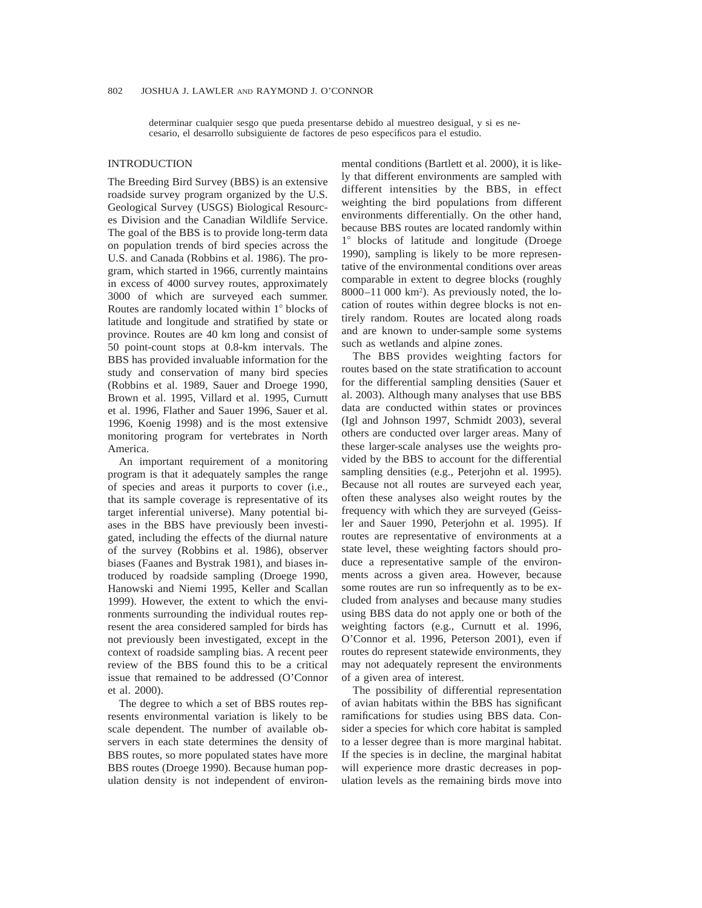determinar cualquier sesgo que pueda presentarse debido al muestreo desigual, y si es necesario, el desarrollo subsiguiente de factores de peso específicos para el estudio.

## INTRODUCTION

The Breeding Bird Survey (BBS) is an extensive roadside survey program organized by the U.S. Geological Survey (USGS) Biological Resources Division and the Canadian Wildlife Service. The goal of the BBS is to provide long-term data on population trends of bird species across the U.S. and Canada (Robbins et al. 1986). The program, which started in 1966, currently maintains in excess of 4000 survey routes, approximately 3000 of which are surveyed each summer. Routes are randomly located within 1° blocks of latitude and longitude and stratified by state or province. Routes are 40 km long and consist of 50 point-count stops at 0.8-km intervals. The BBS has provided invaluable information for the study and conservation of many bird species (Robbins et al. 1989, Sauer and Droege 1990, Brown et al. 1995, Villard et al. 1995, Curnutt et al. 1996, Flather and Sauer 1996, Sauer et al. 1996, Koenig 1998) and is the most extensive monitoring program for vertebrates in North America.

An important requirement of a monitoring program is that it adequately samples the range of species and areas it purports to cover (i.e., that its sample coverage is representative of its target inferential universe). Many potential biases in the BBS have previously been investigated, including the effects of the diurnal nature of the survey (Robbins et al. 1986), observer biases (Faanes and Bystrak 1981), and biases introduced by roadside sampling (Droege 1990, Hanowski and Niemi 1995, Keller and Scallan 1999). However, the extent to which the environments surrounding the individual routes represent the area considered sampled for birds has not previously been investigated, except in the context of roadside sampling bias. A recent peer review of the BBS found this to be a critical issue that remained to be addressed (O'Connor et al. 2000).

The degree to which a set of BBS routes represents environmental variation is likely to be scale dependent. The number of available observers in each state determines the density of BBS routes, so more populated states have more BBS routes (Droege 1990). Because human population density is not independent of environmental conditions (Bartlett et al. 2000), it is likely that different environments are sampled with different intensities by the BBS, in effect weighting the bird populations from different environments differentially. On the other hand, because BBS routes are located randomly within 1° blocks of latitude and longitude (Droege 1990), sampling is likely to be more representative of the environmental conditions over areas comparable in extent to degree blocks (roughly 8000–11 000 km$^2$). As previously noted, the location of routes within degree blocks is not entirely random. Routes are located along roads and are known to under-sample some systems such as wetlands and alpine zones.

The BBS provides weighting factors for routes based on the state stratification to account for the differential sampling densities (Sauer et al. 2003). Although many analyses that use BBS data are conducted within states or provinces (Igl and Johnson 1997, Schmidt 2003), several others are conducted over larger areas. Many of these larger-scale analyses use the weights provided by the BBS to account for the differential sampling densities (e.g., Peterjohn et al. 1995). Because not all routes are surveyed each year, often these analyses also weight routes by the frequency with which they are surveyed (Geissler and Sauer 1990, Peterjohn et al. 1995). If routes are representative of environments at a state level, these weighting factors should produce a representative sample of the environments across a given area. However, because some routes are run so infrequently as to be excluded from analyses and because many studies using BBS data do not apply one or both of the weighting factors (e.g., Curnutt et al. 1996, O'Connor et al. 1996, Peterson 2001), even if routes do represent statewide environments, they may not adequately represent the environments of a given area of interest.

The possibility of differential representation of avian habitats within the BBS has significant ramifications for studies using BBS data. Consider a species for which core habitat is sampled to a lesser degree than is more marginal habitat. If the species is in decline, the marginal habitat will experience more drastic decreases in population levels as the remaining birds move into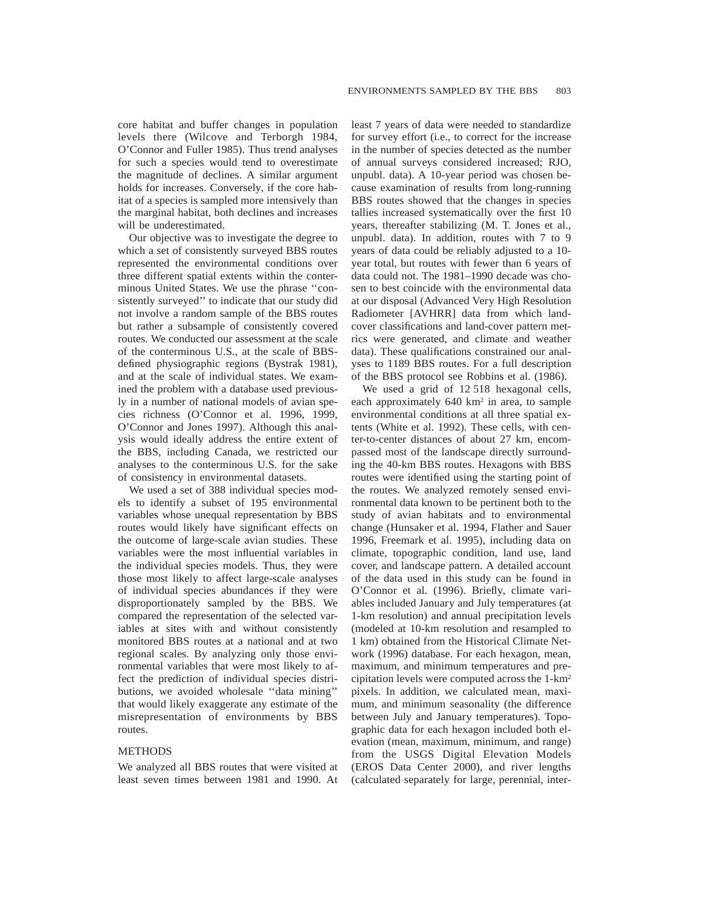core habitat and buffer changes in population levels there (Wilcove and Terborgh 1984, O'Connor and Fuller 1985). Thus trend analyses for such a species would tend to overestimate the magnitude of declines. A similar argument holds for increases. Conversely, if the core habitat of a species is sampled more intensively than the marginal habitat, both declines and increases will be underestimated.

Our objective was to investigate the degree to which a set of consistently surveyed BBS routes represented the environmental conditions over three different spatial extents within the conterminous United States. We use the phrase ''consistently surveyed'' to indicate that our study did not involve a random sample of the BBS routes but rather a subsample of consistently covered routes. We conducted our assessment at the scale of the conterminous U.S., at the scale of BBS-defined physiographic regions (Bystrak 1981), and at the scale of individual states. We examined the problem with a database used previously in a number of national models of avian species richness (O'Connor et al. 1996, 1999, O'Connor and Jones 1997). Although this analysis would ideally address the entire extent of the BBS, including Canada, we restricted our analyses to the conterminous U.S. for the sake of consistency in environmental datasets.

We used a set of 388 individual species models to identify a subset of 195 environmental variables whose unequal representation by BBS routes would likely have significant effects on the outcome of large-scale avian studies. These variables were the most influential variables in the individual species models. Thus, they were those most likely to affect large-scale analyses of individual species abundances if they were disproportionately sampled by the BBS. We compared the representation of the selected variables at sites with and without consistently monitored BBS routes at a national and at two regional scales. By analyzing only those environmental variables that were most likely to affect the prediction of individual species distributions, we avoided wholesale ''data mining'' that would likely exaggerate any estimate of the misrepresentation of environments by BBS routes.

## METHODS

We analyzed all BBS routes that were visited at least seven times between 1981 and 1990. At least 7 years of data were needed to standardize for survey effort (i.e., to correct for the increase in the number of species detected as the number of annual surveys considered increased; RJO, unpubl. data). A 10-year period was chosen because examination of results from long-running BBS routes showed that the changes in species tallies increased systematically over the first 10 years, thereafter stabilizing (M. T. Jones et al., unpubl. data). In addition, routes with 7 to 9 years of data could be reliably adjusted to a 10-year total, but routes with fewer than 6 years of data could not. The 1981–1990 decade was chosen to best coincide with the environmental data at our disposal (Advanced Very High Resolution Radiometer [AVHRR] data from which land-cover classifications and land-cover pattern metrics were generated, and climate and weather data). These qualifications constrained our analyses to 1189 BBS routes. For a full description of the BBS protocol see Robbins et al. (1986).

We used a grid of 12 518 hexagonal cells, each approximately 640 km$^2$ in area, to sample environmental conditions at all three spatial extents (White et al. 1992). These cells, with center-to-center distances of about 27 km, encompassed most of the landscape directly surrounding the 40-km BBS routes. Hexagons with BBS routes were identified using the starting point of the routes. We analyzed remotely sensed environmental data known to be pertinent both to the study of avian habitats and to environmental change (Hunsaker et al. 1994, Flather and Sauer 1996, Freemark et al. 1995), including data on climate, topographic condition, land use, land cover, and landscape pattern. A detailed account of the data used in this study can be found in O'Connor et al. (1996). Briefly, climate variables included January and July temperatures (at 1-km resolution) and annual precipitation levels (modeled at 10-km resolution and resampled to 1 km) obtained from the Historical Climate Network (1996) database. For each hexagon, mean, maximum, and minimum temperatures and precipitation levels were computed across the 1-km$^2$ pixels. In addition, we calculated mean, maximum, and minimum seasonality (the difference between July and January temperatures). Topographic data for each hexagon included both elevation (mean, maximum, minimum, and range) from the USGS Digital Elevation Models (EROS Data Center 2000), and river lengths (calculated separately for large, perennial, inter-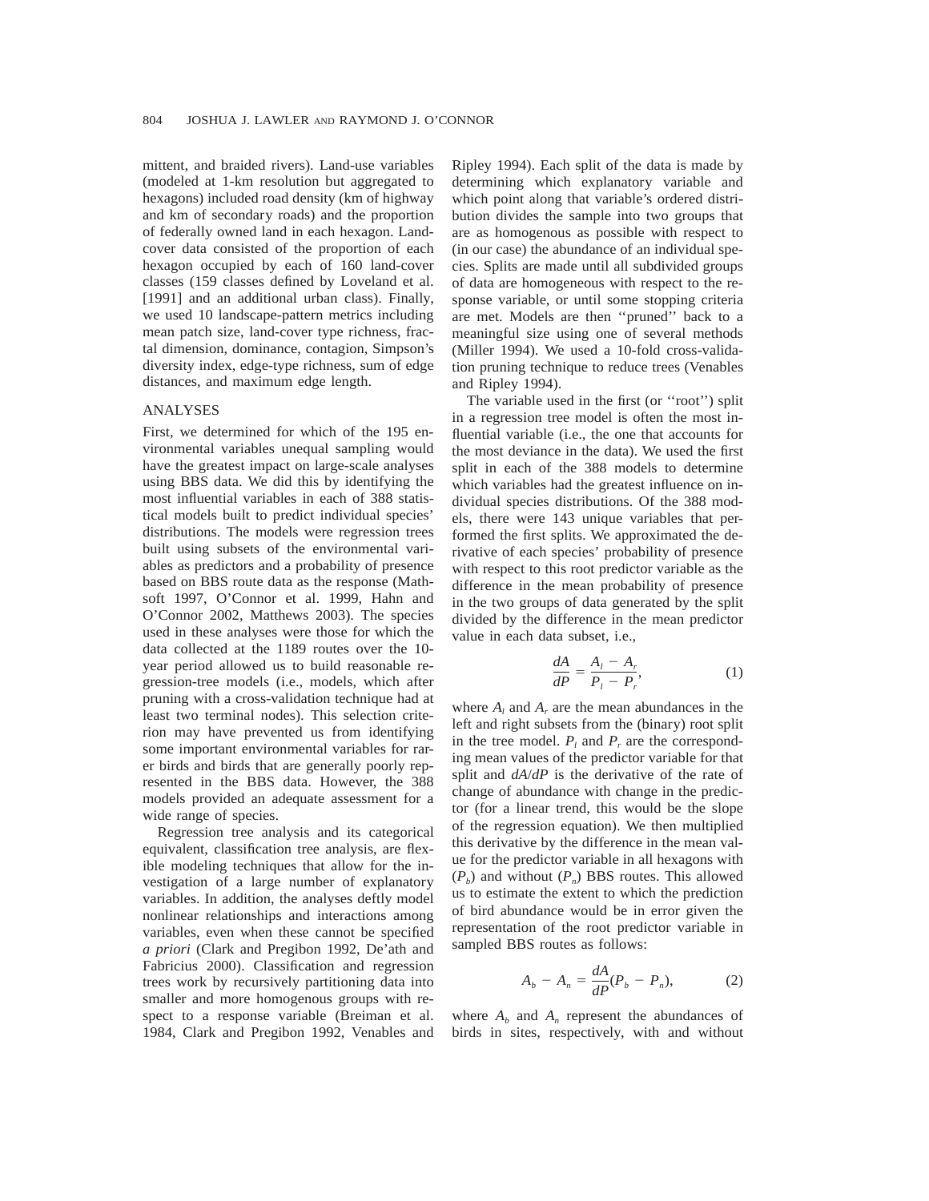mittent, and braided rivers). Land-use variables (modeled at 1-km resolution but aggregated to hexagons) included road density (km of highway and km of secondary roads) and the proportion of federally owned land in each hexagon. Land-cover data consisted of the proportion of each hexagon occupied by each of 160 land-cover classes (159 classes defined by Loveland et al. [1991] and an additional urban class). Finally, we used 10 landscape-pattern metrics including mean patch size, land-cover type richness, fractal dimension, dominance, contagion, Simpson's diversity index, edge-type richness, sum of edge distances, and maximum edge length.

## ANALYSES

First, we determined for which of the 195 environmental variables unequal sampling would have the greatest impact on large-scale analyses using BBS data. We did this by identifying the most influential variables in each of 388 statistical models built to predict individual species' distributions. The models were regression trees built using subsets of the environmental variables as predictors and a probability of presence based on BBS route data as the response (Mathsoft 1997, O'Connor et al. 1999, Hahn and O'Connor 2002, Matthews 2003). The species used in these analyses were those for which the data collected at the 1189 routes over the 10-year period allowed us to build reasonable regression-tree models (i.e., models, which after pruning with a cross-validation technique had at least two terminal nodes). This selection criterion may have prevented us from identifying some important environmental variables for rarer birds and birds that are generally poorly represented in the BBS data. However, the 388 models provided an adequate assessment for a wide range of species.

Regression tree analysis and its categorical equivalent, classification tree analysis, are flexible modeling techniques that allow for the investigation of a large number of explanatory variables. In addition, the analyses deftly model nonlinear relationships and interactions among variables, even when these cannot be specified *a priori* (Clark and Pregibon 1992, De'ath and Fabricius 2000). Classification and regression trees work by recursively partitioning data into smaller and more homogenous groups with respect to a response variable (Breiman et al. 1984, Clark and Pregibon 1992, Venables and Ripley 1994). Each split of the data is made by determining which explanatory variable and which point along that variable's ordered distribution divides the sample into two groups that are as homogenous as possible with respect to (in our case) the abundance of an individual species. Splits are made until all subdivided groups of data are homogeneous with respect to the response variable, or until some stopping criteria are met. Models are then "pruned" back to a meaningful size using one of several methods (Miller 1994). We used a 10-fold cross-validation pruning technique to reduce trees (Venables and Ripley 1994).

The variable used in the first (or "root") split in a regression tree model is often the most influential variable (i.e., the one that accounts for the most deviance in the data). We used the first split in each of the 388 models to determine which variables had the greatest influence on individual species distributions. Of the 388 models, there were 143 unique variables that performed the first splits. We approximated the derivative of each species' probability of presence with respect to this root predictor variable as the difference in the mean probability of presence in the two groups of data generated by the split divided by the difference in the mean predictor value in each data subset, i.e.,

$$\frac{dA}{dP} = \frac{A_l - A_r}{P_l - P_r}, \tag{1}$$

where $A_l$ and $A_r$ are the mean abundances in the left and right subsets from the (binary) root split in the tree model. $P_l$ and $P_r$ are the corresponding mean values of the predictor variable for that split and $dA/dP$ is the derivative of the rate of change of abundance with change in the predictor (for a linear trend, this would be the slope of the regression equation). We then multiplied this derivative by the difference in the mean value for the predictor variable in all hexagons with ($P_b$) and without ($P_n$) BBS routes. This allowed us to estimate the extent to which the prediction of bird abundance would be in error given the representation of the root predictor variable in sampled BBS routes as follows:

$$A_b - A_n = \frac{dA}{dP}(P_b - P_n), \tag{2}$$

where $A_b$ and $A_n$ represent the abundances of birds in sites, respectively, with and without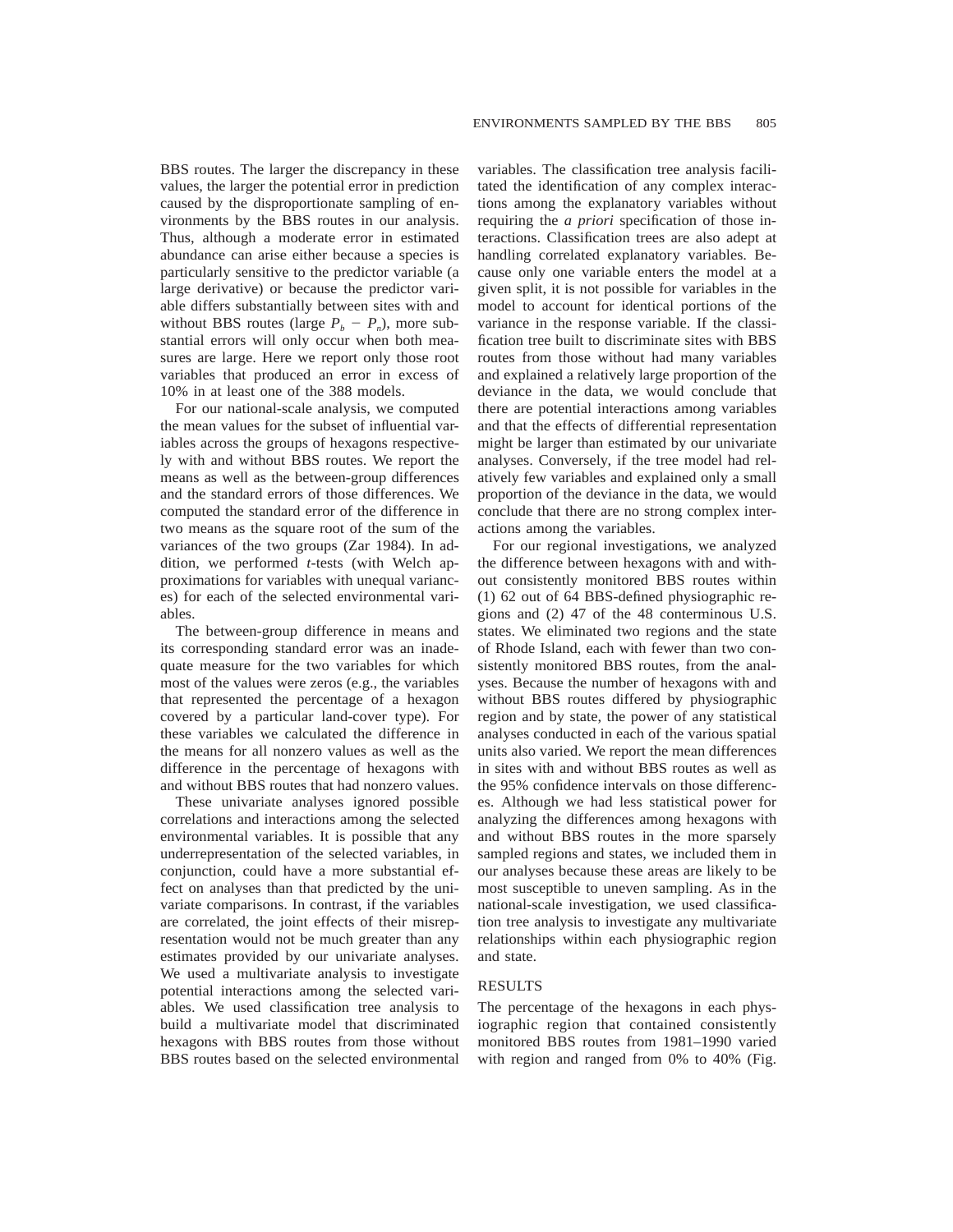BBS routes. The larger the discrepancy in these values, the larger the potential error in prediction caused by the disproportionate sampling of environments by the BBS routes in our analysis. Thus, although a moderate error in estimated abundance can arise either because a species is particularly sensitive to the predictor variable (a large derivative) or because the predictor variable differs substantially between sites with and without BBS routes (large $P_b - P_n$), more substantial errors will only occur when both measures are large. Here we report only those root variables that produced an error in excess of 10% in at least one of the 388 models.

For our national-scale analysis, we computed the mean values for the subset of influential variables across the groups of hexagons respectively with and without BBS routes. We report the means as well as the between-group differences and the standard errors of those differences. We computed the standard error of the difference in two means as the square root of the sum of the variances of the two groups (Zar 1984). In addition, we performed *t*-tests (with Welch approximations for variables with unequal variances) for each of the selected environmental variables.

The between-group difference in means and its corresponding standard error was an inadequate measure for the two variables for which most of the values were zeros (e.g., the variables that represented the percentage of a hexagon covered by a particular land-cover type). For these variables we calculated the difference in the means for all nonzero values as well as the difference in the percentage of hexagons with and without BBS routes that had nonzero values.

These univariate analyses ignored possible correlations and interactions among the selected environmental variables. It is possible that any underrepresentation of the selected variables, in conjunction, could have a more substantial effect on analyses than that predicted by the univariate comparisons. In contrast, if the variables are correlated, the joint effects of their misrepresentation would not be much greater than any estimates provided by our univariate analyses. We used a multivariate analysis to investigate potential interactions among the selected variables. We used classification tree analysis to build a multivariate model that discriminated hexagons with BBS routes from those without BBS routes based on the selected environmental variables. The classification tree analysis facilitated the identification of any complex interactions among the explanatory variables without requiring the *a priori* specification of those interactions. Classification trees are also adept at handling correlated explanatory variables. Because only one variable enters the model at a given split, it is not possible for variables in the model to account for identical portions of the variance in the response variable. If the classification tree built to discriminate sites with BBS routes from those without had many variables and explained a relatively large proportion of the deviance in the data, we would conclude that there are potential interactions among variables and that the effects of differential representation might be larger than estimated by our univariate analyses. Conversely, if the tree model had relatively few variables and explained only a small proportion of the deviance in the data, we would conclude that there are no strong complex interactions among the variables.

For our regional investigations, we analyzed the difference between hexagons with and without consistently monitored BBS routes within (1) 62 out of 64 BBS-defined physiographic regions and (2) 47 of the 48 conterminous U.S. states. We eliminated two regions and the state of Rhode Island, each with fewer than two consistently monitored BBS routes, from the analyses. Because the number of hexagons with and without BBS routes differed by physiographic region and by state, the power of any statistical analyses conducted in each of the various spatial units also varied. We report the mean differences in sites with and without BBS routes as well as the 95% confidence intervals on those differences. Although we had less statistical power for analyzing the differences among hexagons with and without BBS routes in the more sparsely sampled regions and states, we included them in our analyses because these areas are likely to be most susceptible to uneven sampling. As in the national-scale investigation, we used classification tree analysis to investigate any multivariate relationships within each physiographic region and state.

## RESULTS

The percentage of the hexagons in each physiographic region that contained consistently monitored BBS routes from 1981–1990 varied with region and ranged from 0% to 40% (Fig.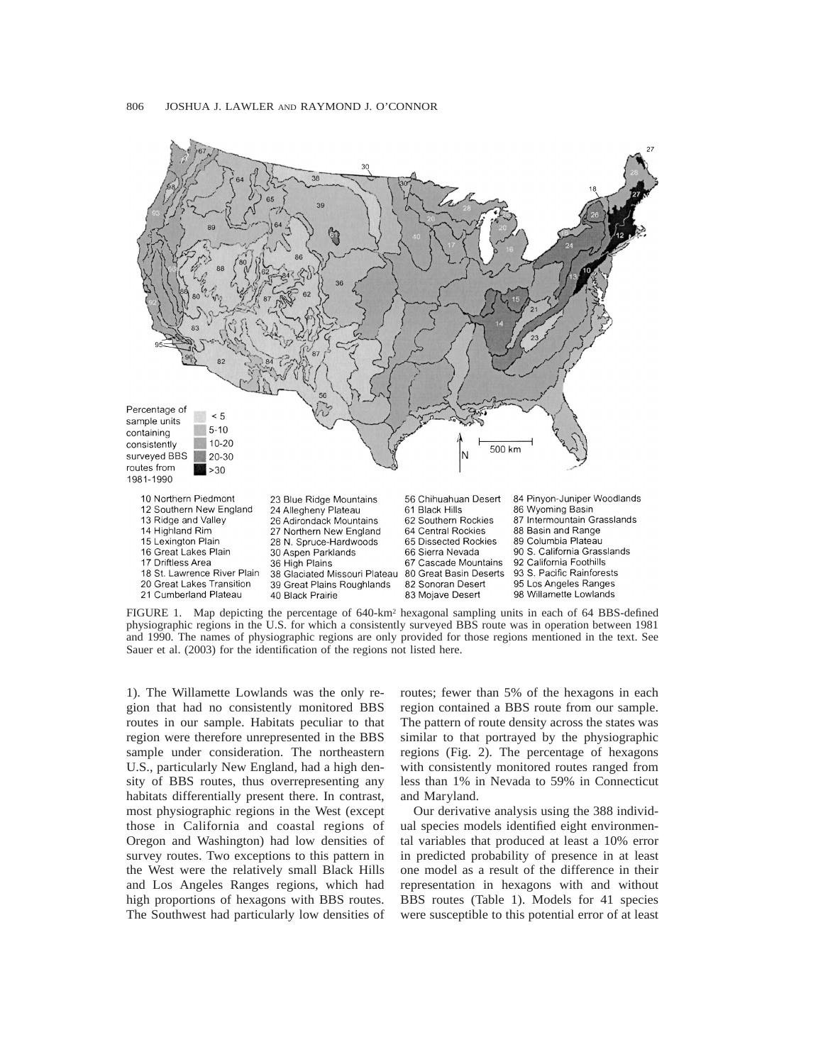Percentage of sample units containing consistently surveyed BBS routes from 1981-1990

- < 5
- 5-10
- 10-20
- 20-30
- >30

| | | | |
|---|---|---|---|
| 10 Northern Piedmont | 23 Blue Ridge Mountains | 56 Chihuahuan Desert | 84 Pinyon-Juniper Woodlands |
| 12 Southern New England | 24 Allegheny Plateau | 61 Black Hills | 86 Wyoming Basin |
| 13 Ridge and Valley | 26 Adirondack Mountains | 62 Southern Rockies | 87 Intermountain Grasslands |
| 14 Highland Rim | 27 Northern New England | 64 Central Rockies | 88 Basin and Range |
| 15 Lexington Plain | 28 N. Spruce-Hardwoods | 65 Dissected Rockies | 89 Columbia Plateau |
| 16 Great Lakes Plain | 30 Aspen Parklands | 66 Sierra Nevada | 90 S. California Grasslands |
| 17 Driftless Area | 36 High Plains | 67 Cascade Mountains | 92 California Foothills |
| 18 St. Lawrence River Plain | 38 Glaciated Missouri Plateau | 80 Great Basin Deserts | 93 S. Pacific Rainforests |
| 20 Great Lakes Transition | 39 Great Plains Roughlands | 82 Sonoran Desert | 95 Los Angeles Ranges |
| 21 Cumberland Plateau | 40 Black Prairie | 83 Mojave Desert | 98 Willamette Lowlands |

FIGURE 1. Map depicting the percentage of 640-km² hexagonal sampling units in each of 64 BBS-defined physiographic regions in the U.S. for which a consistently surveyed BBS route was in operation between 1981 and 1990. The names of physiographic regions are only provided for those regions mentioned in the text. See Sauer et al. (2003) for the identification of the regions not listed here.

1). The Willamette Lowlands was the only region that had no consistently monitored BBS routes in our sample. Habitats peculiar to that region were therefore unrepresented in the BBS sample under consideration. The northeastern U.S., particularly New England, had a high density of BBS routes, thus overrepresenting any habitats differentially present there. In contrast, most physiographic regions in the West (except those in California and coastal regions of Oregon and Washington) had low densities of survey routes. Two exceptions to this pattern in the West were the relatively small Black Hills and Los Angeles Ranges regions, which had high proportions of hexagons with BBS routes. The Southwest had particularly low densities of routes; fewer than 5% of the hexagons in each region contained a BBS route from our sample. The pattern of route density across the states was similar to that portrayed by the physiographic regions (Fig. 2). The percentage of hexagons with consistently monitored routes ranged from less than 1% in Nevada to 59% in Connecticut and Maryland.

Our derivative analysis using the 388 individual species models identified eight environmental variables that produced at least a 10% error in predicted probability of presence in at least one model as a result of the difference in their representation in hexagons with and without BBS routes (Table 1). Models for 41 species were susceptible to this potential error of at least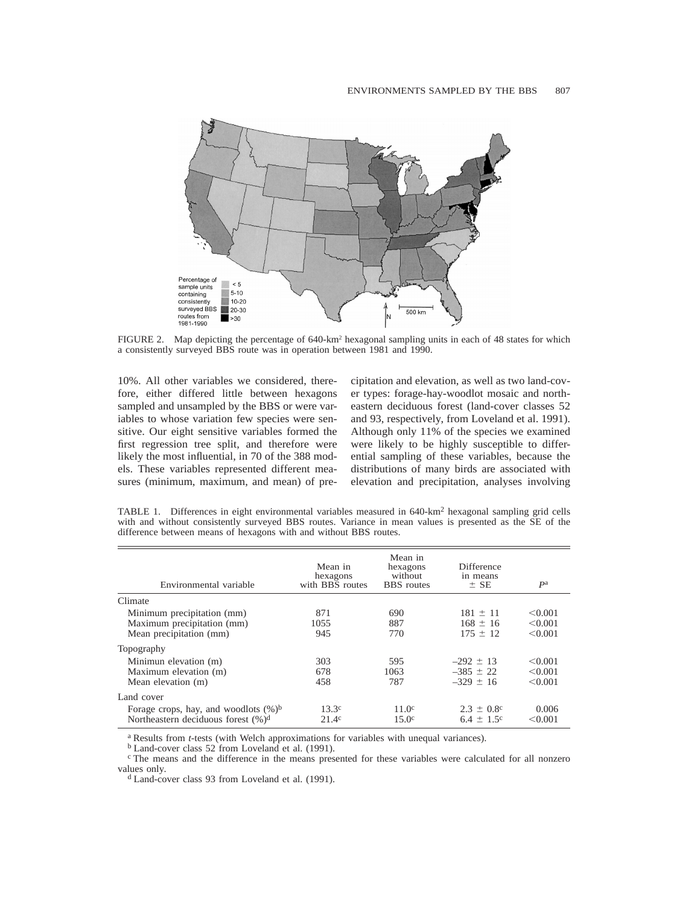FIGURE 2. Map depicting the percentage of 640-km² hexagonal sampling units in each of 48 states for which a consistently surveyed BBS route was in operation between 1981 and 1990.

10%. All other variables we considered, therefore, either differed little between hexagons sampled and unsampled by the BBS or were variables to whose variation few species were sensitive. Our eight sensitive variables formed the first regression tree split, and therefore were likely the most influential, in 70 of the 388 models. These variables represented different measures (minimum, maximum, and mean) of precipitation and elevation, as well as two land-cover types: forage-hay-woodlot mosaic and northeastern deciduous forest (land-cover classes 52 and 93, respectively, from Loveland et al. 1991). Although only 11% of the species we examined were likely to be highly susceptible to differential sampling of these variables, because the distributions of many birds are associated with elevation and precipitation, analyses involving

TABLE 1. Differences in eight environmental variables measured in 640-km² hexagonal sampling grid cells with and without consistently surveyed BBS routes. Variance in mean values is presented as the SE of the difference between means of hexagons with and without BBS routes.

| Environmental variable | Mean in hexagons with BBS routes | Mean in hexagons without BBS routes | Difference in means ± SE | $P$[a] |
|---|---|---|---|---|
| Climate | | | | |
| Minimum precipitation (mm) | 871 | 690 | 181 ± 11 | <0.001 |
| Maximum precipitation (mm) | 1055 | 887 | 168 ± 16 | <0.001 |
| Mean precipitation (mm) | 945 | 770 | 175 ± 12 | <0.001 |
| Topography | | | | |
| Minimun elevation (m) | 303 | 595 | –292 ± 13 | <0.001 |
| Maximum elevation (m) | 678 | 1063 | –385 ± 22 | <0.001 |
| Mean elevation (m) | 458 | 787 | –329 ± 16 | <0.001 |
| Land cover | | | | |
| Forage crops, hay, and woodlots (%)[b] | 13.3[c] | 11.0[c] | 2.3 ± 0.8[c] | 0.006 |
| Northeastern deciduous forest (%)[d] | 21.4[c] | 15.0[c] | 6.4 ± 1.5[c] | <0.001 |

[a] Results from *t*-tests (with Welch approximations for variables with unequal variances).
[b] Land-cover class 52 from Loveland et al. (1991).
[c] The means and the difference in the means presented for these variables were calculated for all nonzero values only.
[d] Land-cover class 93 from Loveland et al. (1991).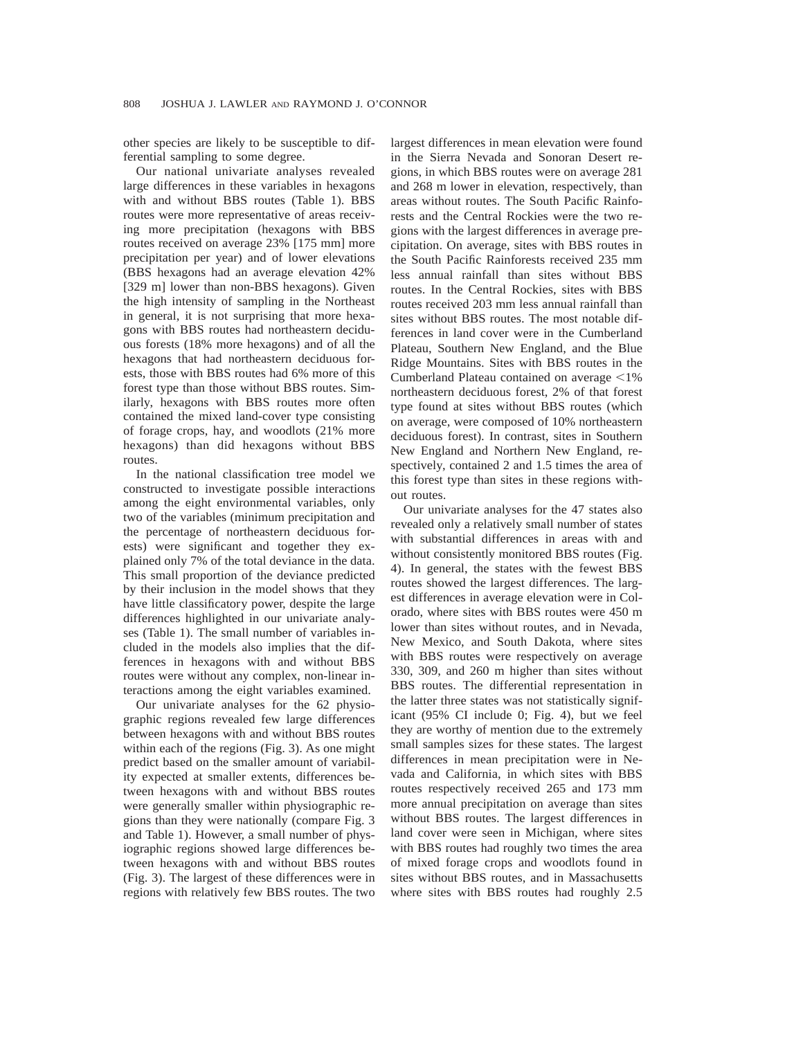other species are likely to be susceptible to differential sampling to some degree.

Our national univariate analyses revealed large differences in these variables in hexagons with and without BBS routes (Table 1). BBS routes were more representative of areas receiving more precipitation (hexagons with BBS routes received on average 23% [175 mm] more precipitation per year) and of lower elevations (BBS hexagons had an average elevation 42% [329 m] lower than non-BBS hexagons). Given the high intensity of sampling in the Northeast in general, it is not surprising that more hexagons with BBS routes had northeastern deciduous forests (18% more hexagons) and of all the hexagons that had northeastern deciduous forests, those with BBS routes had 6% more of this forest type than those without BBS routes. Similarly, hexagons with BBS routes more often contained the mixed land-cover type consisting of forage crops, hay, and woodlots (21% more hexagons) than did hexagons without BBS routes.

In the national classification tree model we constructed to investigate possible interactions among the eight environmental variables, only two of the variables (minimum precipitation and the percentage of northeastern deciduous forests) were significant and together they explained only 7% of the total deviance in the data. This small proportion of the deviance predicted by their inclusion in the model shows that they have little classificatory power, despite the large differences highlighted in our univariate analyses (Table 1). The small number of variables included in the models also implies that the differences in hexagons with and without BBS routes were without any complex, non-linear interactions among the eight variables examined.

Our univariate analyses for the 62 physiographic regions revealed few large differences between hexagons with and without BBS routes within each of the regions (Fig. 3). As one might predict based on the smaller amount of variability expected at smaller extents, differences between hexagons with and without BBS routes were generally smaller within physiographic regions than they were nationally (compare Fig. 3 and Table 1). However, a small number of physiographic regions showed large differences between hexagons with and without BBS routes (Fig. 3). The largest of these differences were in regions with relatively few BBS routes. The two largest differences in mean elevation were found in the Sierra Nevada and Sonoran Desert regions, in which BBS routes were on average 281 and 268 m lower in elevation, respectively, than areas without routes. The South Pacific Rainforests and the Central Rockies were the two regions with the largest differences in average precipitation. On average, sites with BBS routes in the South Pacific Rainforests received 235 mm less annual rainfall than sites without BBS routes. In the Central Rockies, sites with BBS routes received 203 mm less annual rainfall than sites without BBS routes. The most notable differences in land cover were in the Cumberland Plateau, Southern New England, and the Blue Ridge Mountains. Sites with BBS routes in the Cumberland Plateau contained on average <1% northeastern deciduous forest, 2% of that forest type found at sites without BBS routes (which on average, were composed of 10% northeastern deciduous forest). In contrast, sites in Southern New England and Northern New England, respectively, contained 2 and 1.5 times the area of this forest type than sites in these regions without routes.

Our univariate analyses for the 47 states also revealed only a relatively small number of states with substantial differences in areas with and without consistently monitored BBS routes (Fig. 4). In general, the states with the fewest BBS routes showed the largest differences. The largest differences in average elevation were in Colorado, where sites with BBS routes were 450 m lower than sites without routes, and in Nevada, New Mexico, and South Dakota, where sites with BBS routes were respectively on average 330, 309, and 260 m higher than sites without BBS routes. The differential representation in the latter three states was not statistically significant (95% CI include 0; Fig. 4), but we feel they are worthy of mention due to the extremely small samples sizes for these states. The largest differences in mean precipitation were in Nevada and California, in which sites with BBS routes respectively received 265 and 173 mm more annual precipitation on average than sites without BBS routes. The largest differences in land cover were seen in Michigan, where sites with BBS routes had roughly two times the area of mixed forage crops and woodlots found in sites without BBS routes, and in Massachusetts where sites with BBS routes had roughly 2.5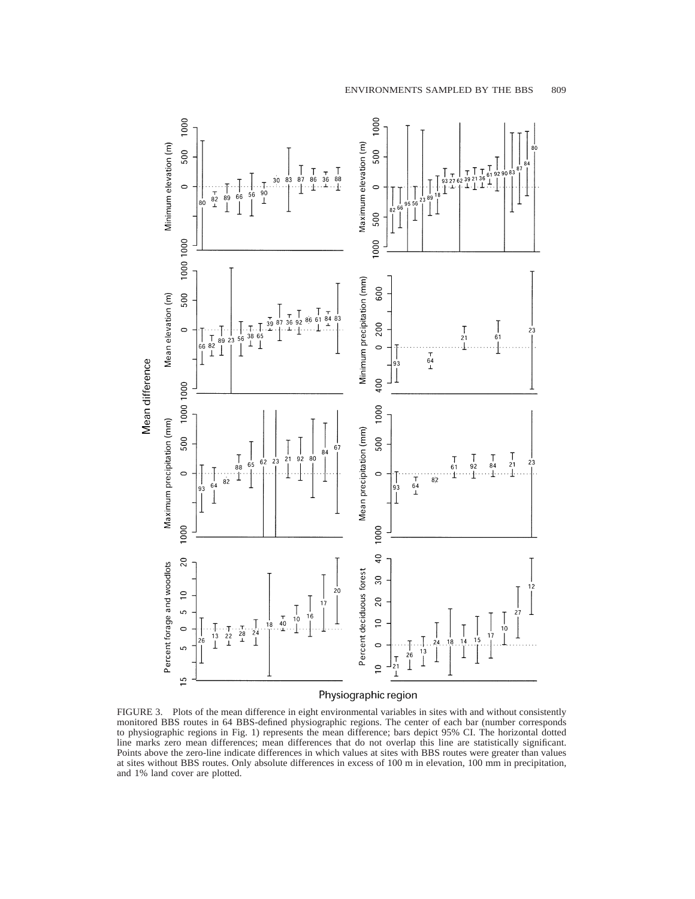FIGURE 3. Plots of the mean difference in eight environmental variables in sites with and without consistently monitored BBS routes in 64 BBS-defined physiographic regions. The center of each bar (number corresponds to physiographic regions in Fig. 1) represents the mean difference; bars depict 95% CI. The horizontal dotted line marks zero mean differences; mean differences that do not overlap this line are statistically significant. Points above the zero-line indicate differences in which values at sites with BBS routes were greater than values at sites without BBS routes. Only absolute differences in excess of 100 m in elevation, 100 mm in precipitation, and 1% land cover are plotted.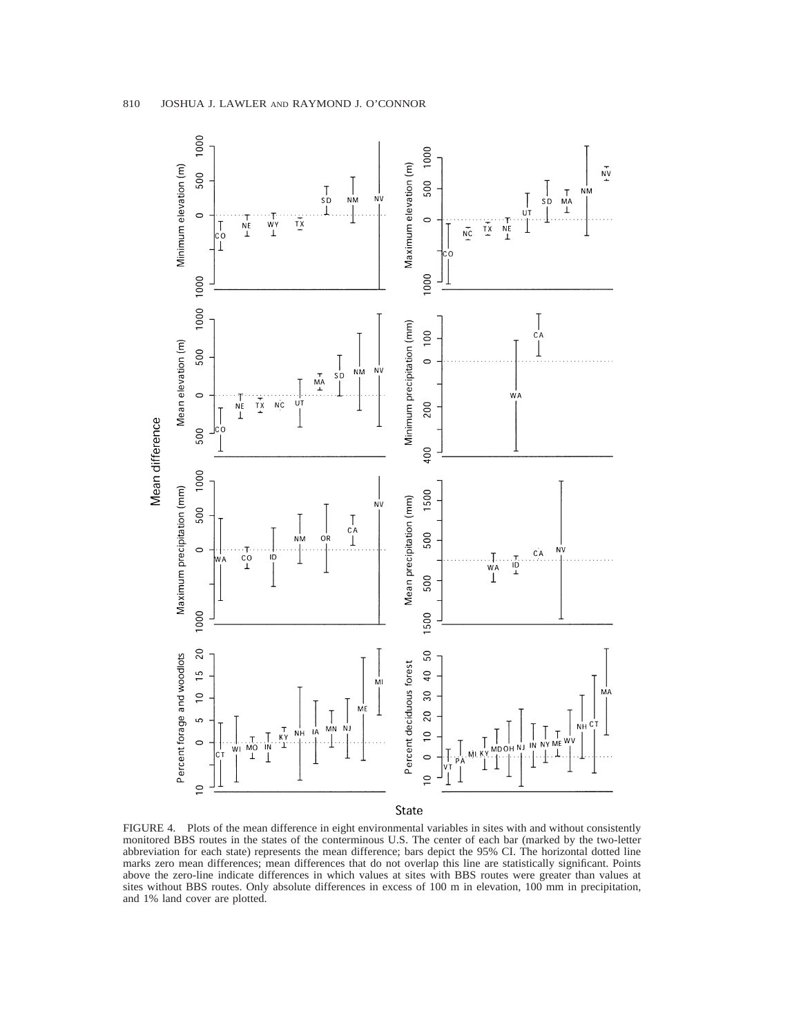FIGURE 4. Plots of the mean difference in eight environmental variables in sites with and without consistently monitored BBS routes in the states of the conterminous U.S. The center of each bar (marked by the two-letter abbreviation for each state) represents the mean difference; bars depict the 95% CI. The horizontal dotted line marks zero mean differences; mean differences that do not overlap this line are statistically significant. Points above the zero-line indicate differences in which values at sites with BBS routes were greater than values at sites without BBS routes. Only absolute differences in excess of 100 m in elevation, 100 mm in precipitation, and 1% land cover are plotted.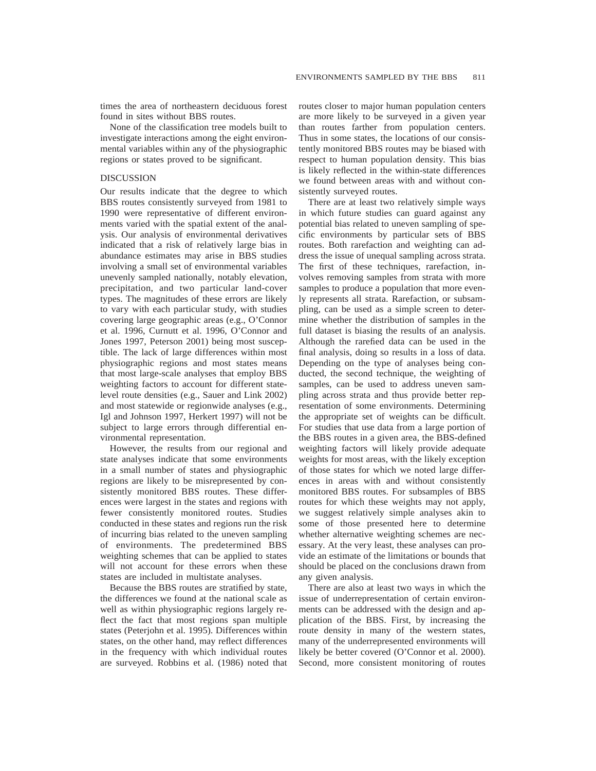times the area of northeastern deciduous forest found in sites without BBS routes.

None of the classification tree models built to investigate interactions among the eight environmental variables within any of the physiographic regions or states proved to be significant.

## DISCUSSION

Our results indicate that the degree to which BBS routes consistently surveyed from 1981 to 1990 were representative of different environments varied with the spatial extent of the analysis. Our analysis of environmental derivatives indicated that a risk of relatively large bias in abundance estimates may arise in BBS studies involving a small set of environmental variables unevenly sampled nationally, notably elevation, precipitation, and two particular land-cover types. The magnitudes of these errors are likely to vary with each particular study, with studies covering large geographic areas (e.g., O'Connor et al. 1996, Curnutt et al. 1996, O'Connor and Jones 1997, Peterson 2001) being most susceptible. The lack of large differences within most physiographic regions and most states means that most large-scale analyses that employ BBS weighting factors to account for different state-level route densities (e.g., Sauer and Link 2002) and most statewide or regionwide analyses (e.g., Igl and Johnson 1997, Herkert 1997) will not be subject to large errors through differential environmental representation.

However, the results from our regional and state analyses indicate that some environments in a small number of states and physiographic regions are likely to be misrepresented by consistently monitored BBS routes. These differences were largest in the states and regions with fewer consistently monitored routes. Studies conducted in these states and regions run the risk of incurring bias related to the uneven sampling of environments. The predetermined BBS weighting schemes that can be applied to states will not account for these errors when these states are included in multistate analyses.

Because the BBS routes are stratified by state, the differences we found at the national scale as well as within physiographic regions largely reflect the fact that most regions span multiple states (Peterjohn et al. 1995). Differences within states, on the other hand, may reflect differences in the frequency with which individual routes are surveyed. Robbins et al. (1986) noted that routes closer to major human population centers are more likely to be surveyed in a given year than routes farther from population centers. Thus in some states, the locations of our consistently monitored BBS routes may be biased with respect to human population density. This bias is likely reflected in the within-state differences we found between areas with and without consistently surveyed routes.

There are at least two relatively simple ways in which future studies can guard against any potential bias related to uneven sampling of specific environments by particular sets of BBS routes. Both rarefaction and weighting can address the issue of unequal sampling across strata. The first of these techniques, rarefaction, involves removing samples from strata with more samples to produce a population that more evenly represents all strata. Rarefaction, or subsampling, can be used as a simple screen to determine whether the distribution of samples in the full dataset is biasing the results of an analysis. Although the rarefied data can be used in the final analysis, doing so results in a loss of data. Depending on the type of analyses being conducted, the second technique, the weighting of samples, can be used to address uneven sampling across strata and thus provide better representation of some environments. Determining the appropriate set of weights can be difficult. For studies that use data from a large portion of the BBS routes in a given area, the BBS-defined weighting factors will likely provide adequate weights for most areas, with the likely exception of those states for which we noted large differences in areas with and without consistently monitored BBS routes. For subsamples of BBS routes for which these weights may not apply, we suggest relatively simple analyses akin to some of those presented here to determine whether alternative weighting schemes are necessary. At the very least, these analyses can provide an estimate of the limitations or bounds that should be placed on the conclusions drawn from any given analysis.

There are also at least two ways in which the issue of underrepresentation of certain environments can be addressed with the design and application of the BBS. First, by increasing the route density in many of the western states, many of the underrepresented environments will likely be better covered (O'Connor et al. 2000). Second, more consistent monitoring of routes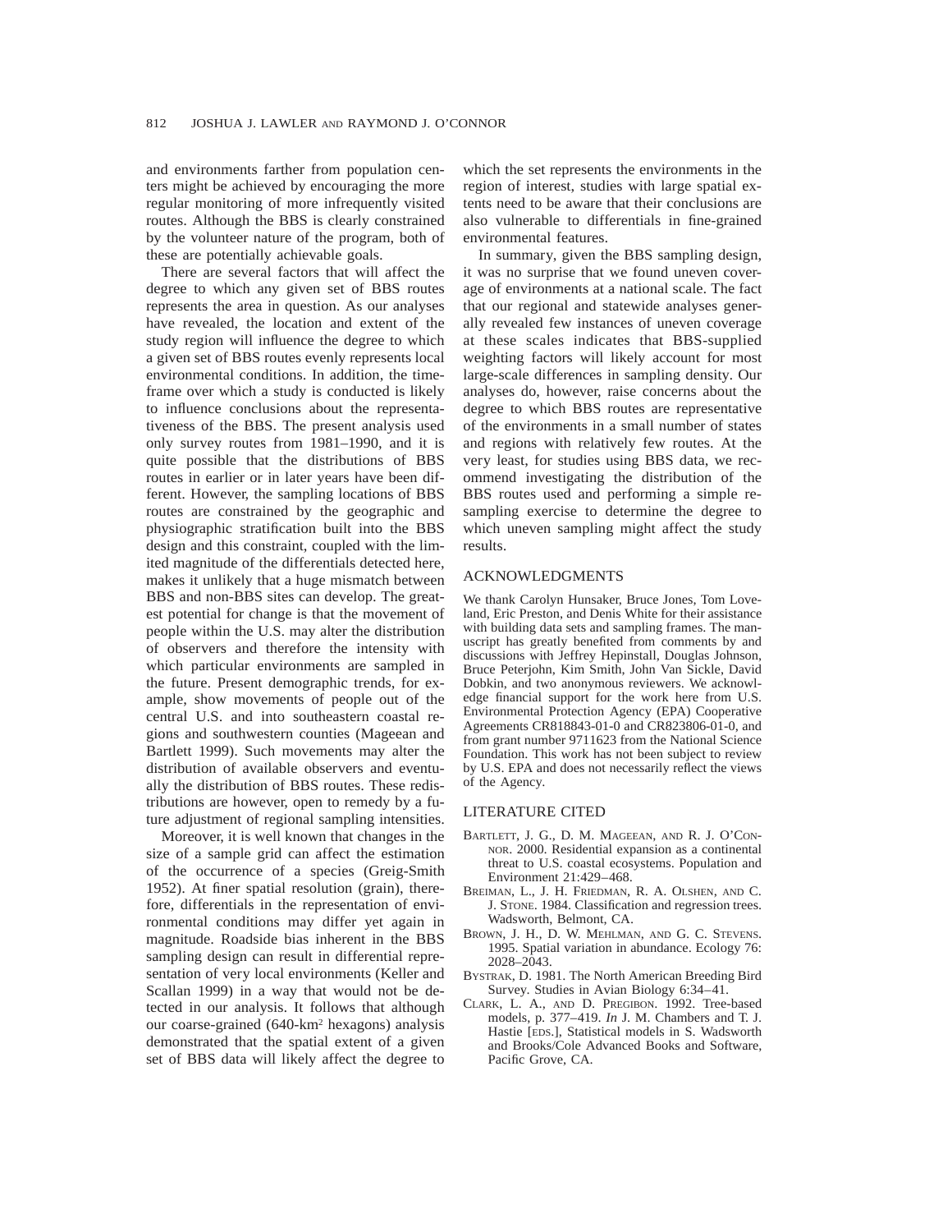and environments farther from population centers might be achieved by encouraging the more regular monitoring of more infrequently visited routes. Although the BBS is clearly constrained by the volunteer nature of the program, both of these are potentially achievable goals.

There are several factors that will affect the degree to which any given set of BBS routes represents the area in question. As our analyses have revealed, the location and extent of the study region will influence the degree to which a given set of BBS routes evenly represents local environmental conditions. In addition, the timeframe over which a study is conducted is likely to influence conclusions about the representativeness of the BBS. The present analysis used only survey routes from 1981–1990, and it is quite possible that the distributions of BBS routes in earlier or in later years have been different. However, the sampling locations of BBS routes are constrained by the geographic and physiographic stratification built into the BBS design and this constraint, coupled with the limited magnitude of the differentials detected here, makes it unlikely that a huge mismatch between BBS and non-BBS sites can develop. The greatest potential for change is that the movement of people within the U.S. may alter the distribution of observers and therefore the intensity with which particular environments are sampled in the future. Present demographic trends, for example, show movements of people out of the central U.S. and into southeastern coastal regions and southwestern counties (Mageean and Bartlett 1999). Such movements may alter the distribution of available observers and eventually the distribution of BBS routes. These redistributions are however, open to remedy by a future adjustment of regional sampling intensities.

Moreover, it is well known that changes in the size of a sample grid can affect the estimation of the occurrence of a species (Greig-Smith 1952). At finer spatial resolution (grain), therefore, differentials in the representation of environmental conditions may differ yet again in magnitude. Roadside bias inherent in the BBS sampling design can result in differential representation of very local environments (Keller and Scallan 1999) in a way that would not be detected in our analysis. It follows that although our coarse-grained (640-km$^2$ hexagons) analysis demonstrated that the spatial extent of a given set of BBS data will likely affect the degree to which the set represents the environments in the region of interest, studies with large spatial extents need to be aware that their conclusions are also vulnerable to differentials in fine-grained environmental features.

In summary, given the BBS sampling design, it was no surprise that we found uneven coverage of environments at a national scale. The fact that our regional and statewide analyses generally revealed few instances of uneven coverage at these scales indicates that BBS-supplied weighting factors will likely account for most large-scale differences in sampling density. Our analyses do, however, raise concerns about the degree to which BBS routes are representative of the environments in a small number of states and regions with relatively few routes. At the very least, for studies using BBS data, we recommend investigating the distribution of the BBS routes used and performing a simple resampling exercise to determine the degree to which uneven sampling might affect the study results.

## ACKNOWLEDGMENTS

We thank Carolyn Hunsaker, Bruce Jones, Tom Loveland, Eric Preston, and Denis White for their assistance with building data sets and sampling frames. The manuscript has greatly benefited from comments by and discussions with Jeffrey Hepinstall, Douglas Johnson, Bruce Peterjohn, Kim Smith, John Van Sickle, David Dobkin, and two anonymous reviewers. We acknowledge financial support for the work here from U.S. Environmental Protection Agency (EPA) Cooperative Agreements CR818843-01-0 and CR823806-01-0, and from grant number 9711623 from the National Science Foundation. This work has not been subject to review by U.S. EPA and does not necessarily reflect the views of the Agency.

## LITERATURE CITED

- Bartlett, J. G., D. M. Mageean, and R. J. O'Connor. 2000. Residential expansion as a continental threat to U.S. coastal ecosystems. Population and Environment 21:429–468.
- Breiman, L., J. H. Friedman, R. A. Olshen, and C. J. Stone. 1984. Classification and regression trees. Wadsworth, Belmont, CA.
- Brown, J. H., D. W. Mehlman, and G. C. Stevens. 1995. Spatial variation in abundance. Ecology 76: 2028–2043.
- Bystrak, D. 1981. The North American Breeding Bird Survey. Studies in Avian Biology 6:34–41.
- Clark, L. A., and D. Pregibon. 1992. Tree-based models, p. 377–419. *In* J. M. Chambers and T. J. Hastie [eds.], Statistical models in S. Wadsworth and Brooks/Cole Advanced Books and Software, Pacific Grove, CA.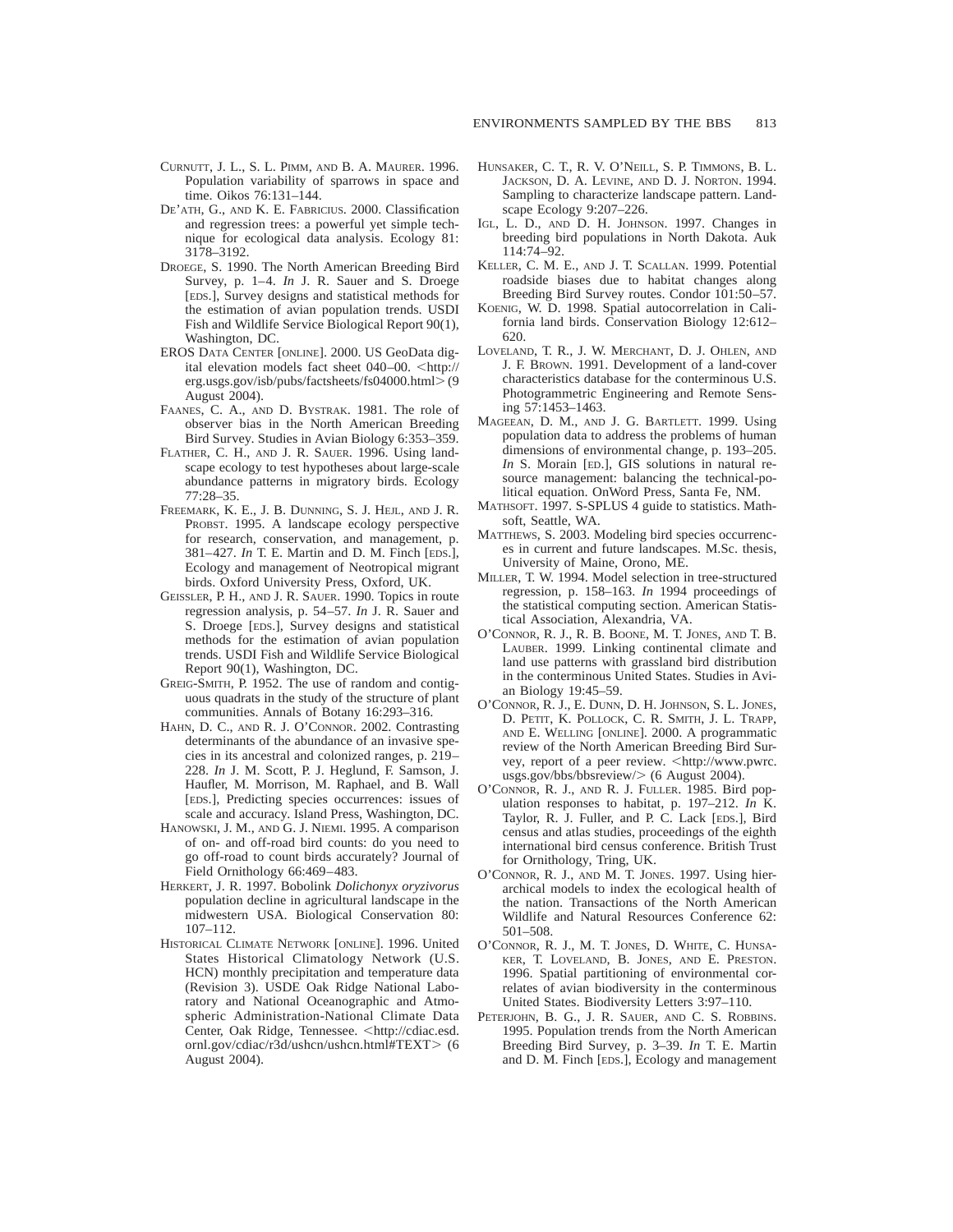CURNUTT, J. L., S. L. PIMM, AND B. A. MAURER. 1996. Population variability of sparrows in space and time. Oikos 76:131–144.

DE'ATH, G., AND K. E. FABRICIUS. 2000. Classification and regression trees: a powerful yet simple technique for ecological data analysis. Ecology 81: 3178–3192.

DROEGE, S. 1990. The North American Breeding Bird Survey, p. 1–4. *In* J. R. Sauer and S. Droege [EDS.], Survey designs and statistical methods for the estimation of avian population trends. USDI Fish and Wildlife Service Biological Report 90(1), Washington, DC.

EROS DATA CENTER [ONLINE]. 2000. US GeoData digital elevation models fact sheet 040–00. <http://erg.usgs.gov/isb/pubs/factsheets/fs04000.html> (9 August 2004).

FAANES, C. A., AND D. BYSTRAK. 1981. The role of observer bias in the North American Breeding Bird Survey. Studies in Avian Biology 6:353–359.

FLATHER, C. H., AND J. R. SAUER. 1996. Using landscape ecology to test hypotheses about large-scale abundance patterns in migratory birds. Ecology 77:28–35.

FREEMARK, K. E., J. B. DUNNING, S. J. HEJL, AND J. R. PROBST. 1995. A landscape ecology perspective for research, conservation, and management, p. 381–427. *In* T. E. Martin and D. M. Finch [EDS.], Ecology and management of Neotropical migrant birds. Oxford University Press, Oxford, UK.

GEISSLER, P. H., AND J. R. SAUER. 1990. Topics in route regression analysis, p. 54–57. *In* J. R. Sauer and S. Droege [EDS.], Survey designs and statistical methods for the estimation of avian population trends. USDI Fish and Wildlife Service Biological Report 90(1), Washington, DC.

GREIG-SMITH, P. 1952. The use of random and contiguous quadrats in the study of the structure of plant communities. Annals of Botany 16:293–316.

HAHN, D. C., AND R. J. O'CONNOR. 2002. Contrasting determinants of the abundance of an invasive species in its ancestral and colonized ranges, p. 219–228. *In* J. M. Scott, P. J. Heglund, F. Samson, J. Haufler, M. Morrison, M. Raphael, and B. Wall [EDS.], Predicting species occurrences: issues of scale and accuracy. Island Press, Washington, DC.

HANOWSKI, J. M., AND G. J. NIEMI. 1995. A comparison of on- and off-road bird counts: do you need to go off-road to count birds accurately? Journal of Field Ornithology 66:469–483.

HERKERT, J. R. 1997. Bobolink *Dolichonyx oryzivorus* population decline in agricultural landscape in the midwestern USA. Biological Conservation 80: 107–112.

HISTORICAL CLIMATE NETWORK [ONLINE]. 1996. United States Historical Climatology Network (U.S. HCN) monthly precipitation and temperature data (Revision 3). USDE Oak Ridge National Laboratory and National Oceanographic and Atmospheric Administration-National Climate Data Center, Oak Ridge, Tennessee. <http://cdiac.esd.ornl.gov/cdiac/r3d/ushcn/ushcn.html#TEXT> (6 August 2004).

HUNSAKER, C. T., R. V. O'NEILL, S. P. TIMMONS, B. L. JACKSON, D. A. LEVINE, AND D. J. NORTON. 1994. Sampling to characterize landscape pattern. Landscape Ecology 9:207–226.

IGL, L. D., AND D. H. JOHNSON. 1997. Changes in breeding bird populations in North Dakota. Auk 114:74–92.

KELLER, C. M. E., AND J. T. SCALLAN. 1999. Potential roadside biases due to habitat changes along Breeding Bird Survey routes. Condor 101:50–57.

KOENIG, W. D. 1998. Spatial autocorrelation in California land birds. Conservation Biology 12:612–620.

LOVELAND, T. R., J. W. MERCHANT, D. J. OHLEN, AND J. F. BROWN. 1991. Development of a land-cover characteristics database for the conterminous U.S. Photogrammetric Engineering and Remote Sensing 57:1453–1463.

MAGEEAN, D. M., AND J. G. BARTLETT. 1999. Using population data to address the problems of human dimensions of environmental change, p. 193–205. *In* S. Morain [ED.], GIS solutions in natural resource management: balancing the technical-political equation. OnWord Press, Santa Fe, NM.

MATHSOFT. 1997. S-SPLUS 4 guide to statistics. Mathsoft, Seattle, WA.

MATTHEWS, S. 2003. Modeling bird species occurrences in current and future landscapes. M.Sc. thesis, University of Maine, Orono, ME.

MILLER, T. W. 1994. Model selection in tree-structured regression, p. 158–163. *In* 1994 proceedings of the statistical computing section. American Statistical Association, Alexandria, VA.

O'CONNOR, R. J., R. B. BOONE, M. T. JONES, AND T. B. LAUBER. 1999. Linking continental climate and land use patterns with grassland bird distribution in the conterminous United States. Studies in Avian Biology 19:45–59.

O'CONNOR, R. J., E. DUNN, D. H. JOHNSON, S. L. JONES, D. PETIT, K. POLLOCK, C. R. SMITH, J. L. TRAPP, AND E. WELLING [ONLINE]. 2000. A programmatic review of the North American Breeding Bird Survey, report of a peer review. <http://www.pwrc.usgs.gov/bbs/bbsreview/> (6 August 2004).

O'CONNOR, R. J., AND R. J. FULLER. 1985. Bird population responses to habitat, p. 197–212. *In* K. Taylor, R. J. Fuller, and P. C. Lack [EDS.], Bird census and atlas studies, proceedings of the eighth international bird census conference. British Trust for Ornithology, Tring, UK.

O'CONNOR, R. J., AND M. T. JONES. 1997. Using hierarchical models to index the ecological health of the nation. Transactions of the North American Wildlife and Natural Resources Conference 62: 501–508.

O'CONNOR, R. J., M. T. JONES, D. WHITE, C. HUNSAKER, T. LOVELAND, B. JONES, AND E. PRESTON. 1996. Spatial partitioning of environmental correlates of avian biodiversity in the conterminous United States. Biodiversity Letters 3:97–110.

PETERJOHN, B. G., J. R. SAUER, AND C. S. ROBBINS. 1995. Population trends from the North American Breeding Bird Survey, p. 3–39. *In* T. E. Martin and D. M. Finch [EDS.], Ecology and management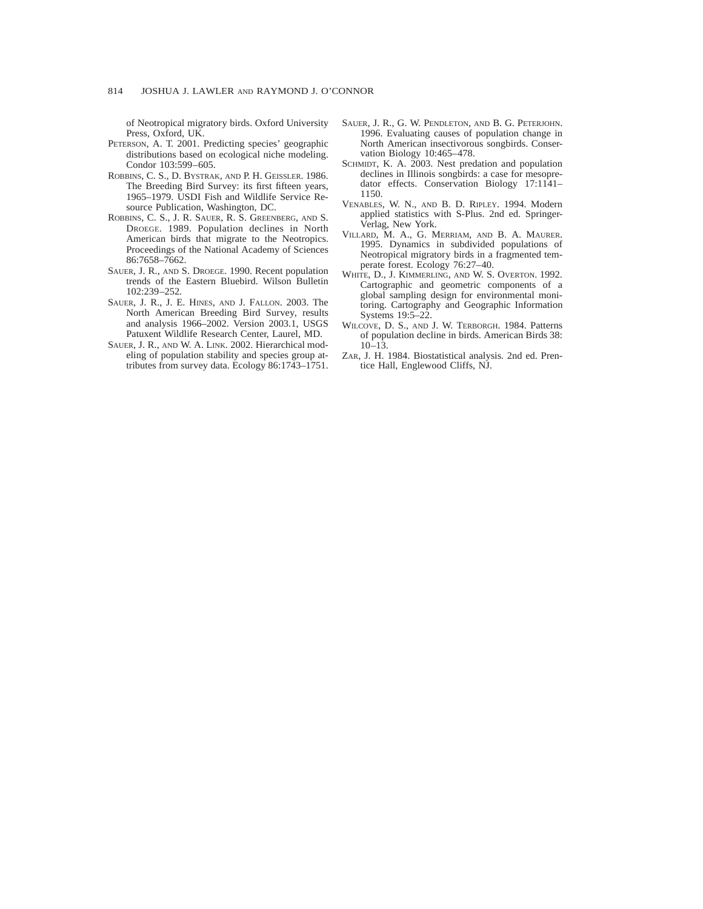of Neotropical migratory birds. Oxford University Press, Oxford, UK.

PETERSON, A. T. 2001. Predicting species' geographic distributions based on ecological niche modeling. Condor 103:599–605.

ROBBINS, C. S., D. BYSTRAK, AND P. H. GEISSLER. 1986. The Breeding Bird Survey: its first fifteen years, 1965–1979. USDI Fish and Wildlife Service Resource Publication, Washington, DC.

ROBBINS, C. S., J. R. SAUER, R. S. GREENBERG, AND S. DROEGE. 1989. Population declines in North American birds that migrate to the Neotropics. Proceedings of the National Academy of Sciences 86:7658–7662.

SAUER, J. R., AND S. DROEGE. 1990. Recent population trends of the Eastern Bluebird. Wilson Bulletin 102:239–252.

SAUER, J. R., J. E. HINES, AND J. FALLON. 2003. The North American Breeding Bird Survey, results and analysis 1966–2002. Version 2003.1, USGS Patuxent Wildlife Research Center, Laurel, MD.

SAUER, J. R., AND W. A. LINK. 2002. Hierarchical modeling of population stability and species group attributes from survey data. Ecology 86:1743–1751.

SAUER, J. R., G. W. PENDLETON, AND B. G. PETERJOHN. 1996. Evaluating causes of population change in North American insectivorous songbirds. Conservation Biology 10:465–478.

SCHMIDT, K. A. 2003. Nest predation and population declines in Illinois songbirds: a case for mesopredator effects. Conservation Biology 17:1141–1150.

VENABLES, W. N., AND B. D. RIPLEY. 1994. Modern applied statistics with S-Plus. 2nd ed. Springer-Verlag, New York.

VILLARD, M. A., G. MERRIAM, AND B. A. MAURER. 1995. Dynamics in subdivided populations of Neotropical migratory birds in a fragmented temperate forest. Ecology 76:27–40.

WHITE, D., J. KIMMERLING, AND W. S. OVERTON. 1992. Cartographic and geometric components of a global sampling design for environmental monitoring. Cartography and Geographic Information Systems 19:5–22.

WILCOVE, D. S., AND J. W. TERBORGH. 1984. Patterns of population decline in birds. American Birds 38: 10–13.

ZAR, J. H. 1984. Biostatistical analysis. 2nd ed. Prentice Hall, Englewood Cliffs, NJ.